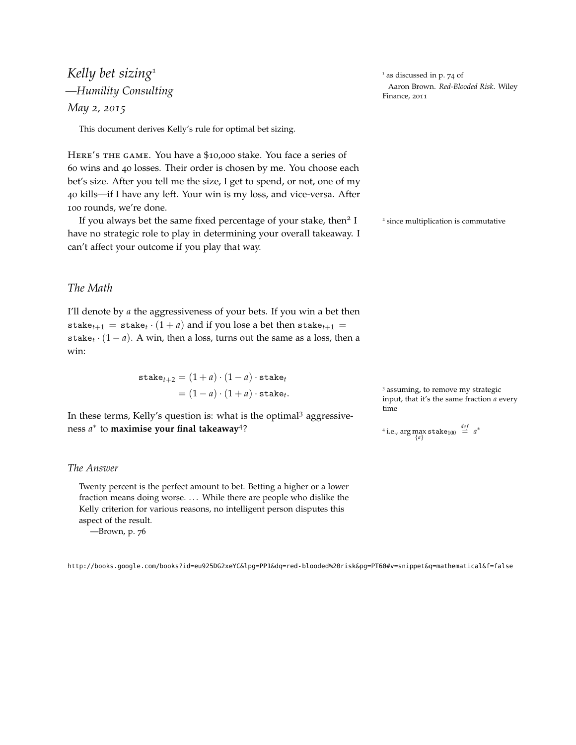# *Kelly bet sizing*[1]

*—Humility Consulting*

*May 2, 2015*

[1] as discussed in p. 74 of Aaron Brown. *Red-Blooded Risk*. Wiley Finance, 2011

This document derives Kelly's rule for optimal bet sizing.

HERE'S THE GAME. You have a \$10,000 stake. You face a series of 60 wins and 40 losses. Their order is chosen by me. You choose each bet's size. After you tell me the size, I get to spend, or not, one of my 40 kills—if I have any left. Your win is my loss, and vice-versa. After 100 rounds, we're done.

If you always bet the same fixed percentage of your stake, then[2] I have no strategic role to play in determining your overall takeaway. I can't affect your outcome if you play that way.

[2] since multiplication is commutative

## *The Math*

I'll denote by $a$ the aggressiveness of your bets. If you win a bet then $\texttt{stake}_{t+1} = \texttt{stake}_t \cdot (1 + a)$ and if you lose a bet then $\texttt{stake}_{t+1} = \texttt{stake}_t \cdot (1 - a)$. A win, then a loss, turns out the same as a loss, then a win:

$$
\begin{aligned}
\texttt{stake}_{t+2} &= (1 + a) \cdot (1 - a) \cdot \texttt{stake}_t \\
&= (1 - a) \cdot (1 + a) \cdot \texttt{stake}_t.
\end{aligned}
$$

In these terms, Kelly's question is: what is the optimal[3] aggressiveness $a^*$ to **maximise your final takeaway**[4]?

[3] assuming, to remove my strategic input, that it's the same fraction $a$ every time

[4] i.e., $\arg\max_{\{a\}} \texttt{stake}_{100} \stackrel{def}{=} a^*$

## *The Answer*

> Twenty percent is the perfect amount to bet. Betting a higher or a lower fraction means doing worse. . . . While there are people who dislike the Kelly criterion for various reasons, no intelligent person disputes this aspect of the result.
>
> —Brown, p. 76

http://books.google.com/books?id=eu925DG2xeYC&lpg=PP1&dq=red-blooded%20risk&pg=PT60#v=snippet&q=mathematical&f=false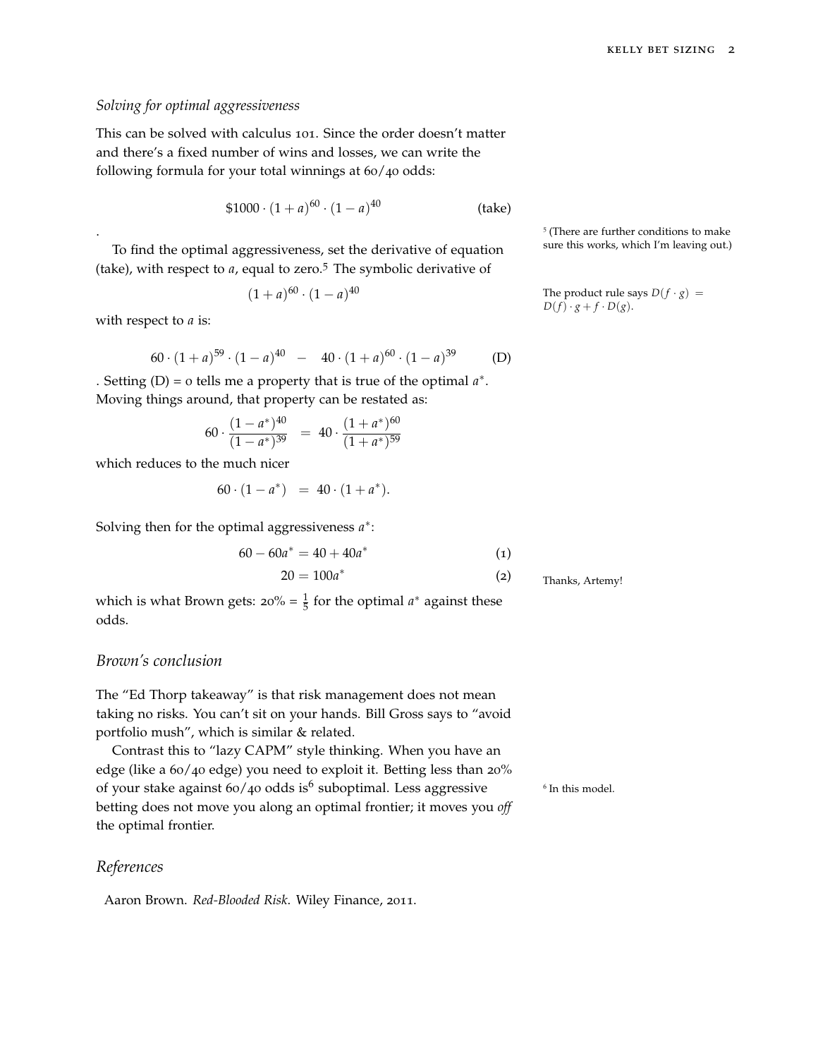### *Solving for optimal aggressiveness*

This can be solved with calculus 101. Since the order doesn't matter and there's a fixed number of wins and losses, we can write the following formula for your total winnings at 60/40 odds:

$$\$1000 \cdot (1+a)^{60} \cdot (1-a)^{40} \tag{take}$$

.

To find the optimal aggressiveness, set the derivative of equation (take), with respect to $a$, equal to zero.[5] The symbolic derivative of

$$(1+a)^{60} \cdot (1-a)^{40}$$

with respect to $a$ is:

$$60 \cdot (1+a)^{59} \cdot (1-a)^{40} \quad - \quad 40 \cdot (1+a)^{60} \cdot (1-a)^{39} \tag{D}$$

. Setting (D) = 0 tells me a property that is true of the optimal $a^*$. Moving things around, that property can be restated as:

$$60 \cdot \frac{(1-a^*)^{40}}{(1-a^*)^{39}} \quad = \quad 40 \cdot \frac{(1+a^*)^{60}}{(1+a^*)^{59}}$$

which reduces to the much nicer

$$60 \cdot (1-a^*) \quad = \quad 40 \cdot (1+a^*).$$

Solving then for the optimal aggressiveness $a^*$:

$$60 - 60a^* = 40 + 40a^* \tag{1}$$

$$20 = 100a^* \tag{2}$$

which is what Brown gets: 20% = $\frac{1}{5}$ for the optimal $a^*$ against these odds.

[5] (There are further conditions to make sure this works, which I'm leaving out.)

The product rule says $D(f \cdot g) = D(f) \cdot g + f \cdot D(g)$.

Thanks, Artemy!

### *Brown's conclusion*

The "Ed Thorp takeaway" is that risk management does not mean taking no risks. You can't sit on your hands. Bill Gross says to "avoid portfolio mush", which is similar & related.

Contrast this to "lazy CAPM" style thinking. When you have an edge (like a 60/40 edge) you need to exploit it. Betting less than 20% of your stake against 60/40 odds is[6] suboptimal. Less aggressive betting does not move you along an optimal frontier; it moves you *off* the optimal frontier.

[6] In this model.

### *References*

Aaron Brown. *Red-Blooded Risk*. Wiley Finance, 2011.